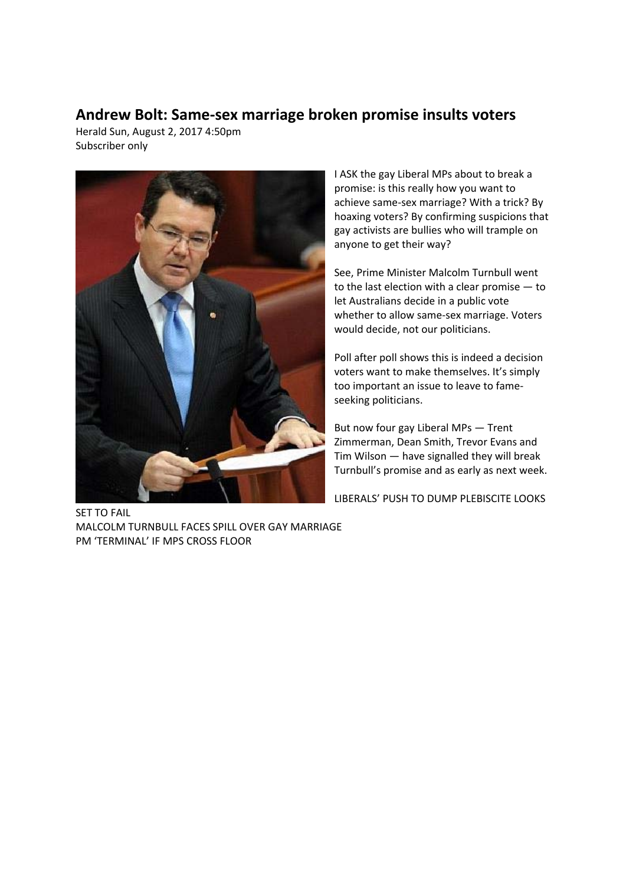# Andrew Bolt: Same-sex marriage broken promise insults voters

Herald Sun, August 2, 2017 4:50pm

Subscriber only

I ASK the gay Liberal MPs about to break a promise: is this really how you want to achieve same-sex marriage? With a trick? By hoaxing voters? By confirming suspicions that gay activists are bullies who will trample on anyone to get their way?

See, Prime Minister Malcolm Turnbull went to the last election with a clear promise — to let Australians decide in a public vote whether to allow same-sex marriage. Voters would decide, not our politicians.

Poll after poll shows this is indeed a decision voters want to make themselves. It's simply too important an issue to leave to fame-seeking politicians.

But now four gay Liberal MPs — Trent Zimmerman, Dean Smith, Trevor Evans and Tim Wilson — have signalled they will break Turnbull's promise and as early as next week.

LIBERALS' PUSH TO DUMP PLEBISCITE LOOKS SET TO FAIL

MALCOLM TURNBULL FACES SPILL OVER GAY MARRIAGE

PM 'TERMINAL' IF MPS CROSS FLOOR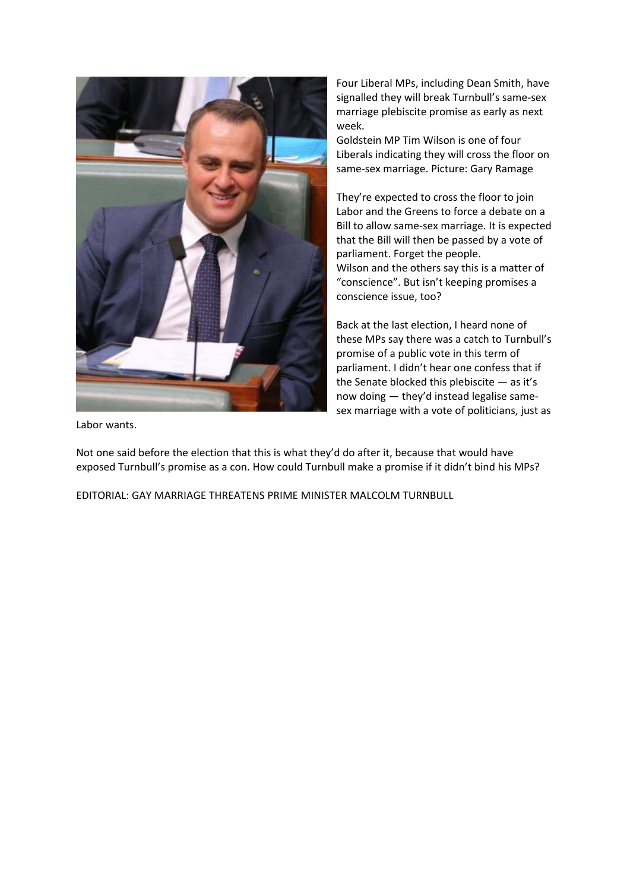Four Liberal MPs, including Dean Smith, have signalled they will break Turnbull's same-sex marriage plebiscite promise as early as next week.

Goldstein MP Tim Wilson is one of four Liberals indicating they will cross the floor on same-sex marriage. Picture: Gary Ramage

They're expected to cross the floor to join Labor and the Greens to force a debate on a Bill to allow same-sex marriage. It is expected that the Bill will then be passed by a vote of parliament. Forget the people.

Wilson and the others say this is a matter of "conscience". But isn't keeping promises a conscience issue, too?

Back at the last election, I heard none of these MPs say there was a catch to Turnbull's promise of a public vote in this term of parliament. I didn't hear one confess that if the Senate blocked this plebiscite — as it's now doing — they'd instead legalise same-sex marriage with a vote of politicians, just as Labor wants.

Not one said before the election that this is what they'd do after it, because that would have exposed Turnbull's promise as a con. How could Turnbull make a promise if it didn't bind his MPs?

EDITORIAL: GAY MARRIAGE THREATENS PRIME MINISTER MALCOLM TURNBULL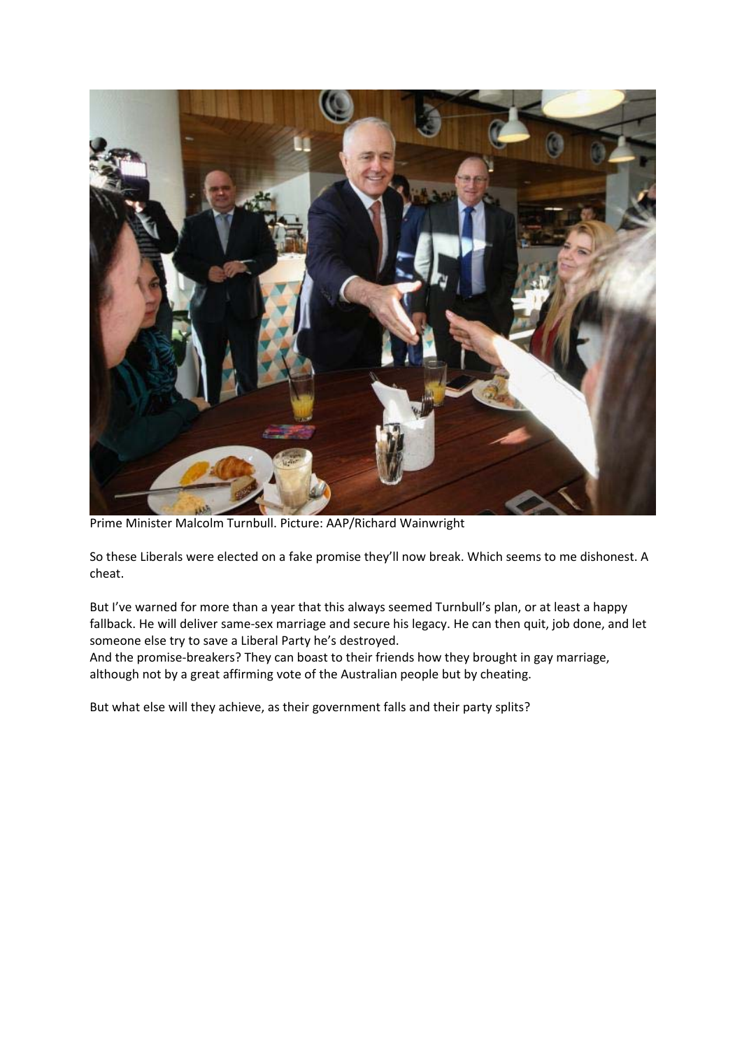Prime Minister Malcolm Turnbull. Picture: AAP/Richard Wainwright

So these Liberals were elected on a fake promise they'll now break. Which seems to me dishonest. A cheat.

But I've warned for more than a year that this always seemed Turnbull's plan, or at least a happy fallback. He will deliver same-sex marriage and secure his legacy. He can then quit, job done, and let someone else try to save a Liberal Party he's destroyed.
And the promise-breakers? They can boast to their friends how they brought in gay marriage, although not by a great affirming vote of the Australian people but by cheating.

But what else will they achieve, as their government falls and their party splits?